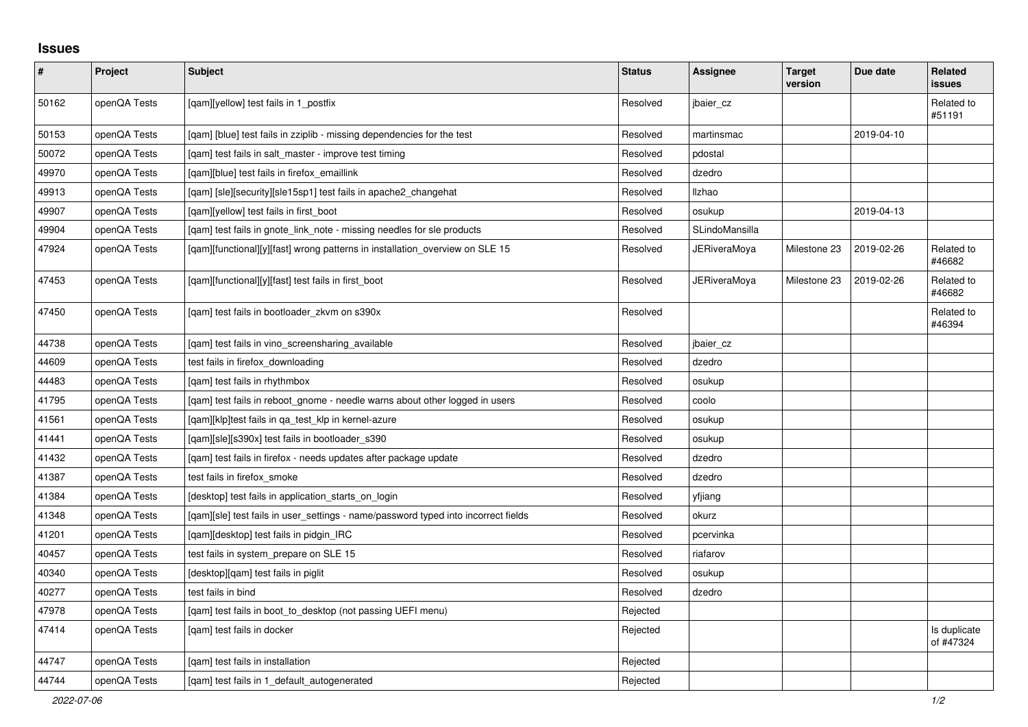## Issues

| # | Project | Subject | Status | Assignee | Target version | Due date | Related issues |
|---|---|---|---|---|---|---|---|
| 50162 | openQA Tests | [qam][yellow] test fails in 1_postfix | Resolved | jbaier_cz | | | Related to #51191 |
| 50153 | openQA Tests | [qam] [blue] test fails in zziplib - missing dependencies for the test | Resolved | martinsmac | | 2019-04-10 | |
| 50072 | openQA Tests | [qam] test fails in salt_master - improve test timing | Resolved | pdostal | | | |
| 49970 | openQA Tests | [qam][blue] test fails in firefox_emaillink | Resolved | dzedro | | | |
| 49913 | openQA Tests | [qam] [sle][security][sle15sp1] test fails in apache2_changehat | Resolved | llzhao | | | |
| 49907 | openQA Tests | [qam][yellow] test fails in first_boot | Resolved | osukup | | 2019-04-13 | |
| 49904 | openQA Tests | [qam] test fails in gnote_link_note - missing needles for sle products | Resolved | SLindoMansilla | | | |
| 47924 | openQA Tests | [qam][functional][y][fast] wrong patterns in installation_overview on SLE 15 | Resolved | JERiveraMoya | Milestone 23 | 2019-02-26 | Related to #46682 |
| 47453 | openQA Tests | [qam][functional][y][fast] test fails in first_boot | Resolved | JERiveraMoya | Milestone 23 | 2019-02-26 | Related to #46682 |
| 47450 | openQA Tests | [qam] test fails in bootloader_zkvm on s390x | Resolved | | | | Related to #46394 |
| 44738 | openQA Tests | [qam] test fails in vino_screensharing_available | Resolved | jbaier_cz | | | |
| 44609 | openQA Tests | test fails in firefox_downloading | Resolved | dzedro | | | |
| 44483 | openQA Tests | [qam] test fails in rhythmbox | Resolved | osukup | | | |
| 41795 | openQA Tests | [qam] test fails in reboot_gnome - needle warns about other logged in users | Resolved | coolo | | | |
| 41561 | openQA Tests | [qam][klp]test fails in qa_test_klp in kernel-azure | Resolved | osukup | | | |
| 41441 | openQA Tests | [qam][sle][s390x] test fails in bootloader_s390 | Resolved | osukup | | | |
| 41432 | openQA Tests | [qam] test fails in firefox - needs updates after package update | Resolved | dzedro | | | |
| 41387 | openQA Tests | test fails in firefox_smoke | Resolved | dzedro | | | |
| 41384 | openQA Tests | [desktop] test fails in application_starts_on_login | Resolved | yfjiang | | | |
| 41348 | openQA Tests | [qam][sle] test fails in user_settings - name/password typed into incorrect fields | Resolved | okurz | | | |
| 41201 | openQA Tests | [qam][desktop] test fails in pidgin_IRC | Resolved | pcervinka | | | |
| 40457 | openQA Tests | test fails in system_prepare on SLE 15 | Resolved | riafarov | | | |
| 40340 | openQA Tests | [desktop][qam] test fails in piglit | Resolved | osukup | | | |
| 40277 | openQA Tests | test fails in bind | Resolved | dzedro | | | |
| 47978 | openQA Tests | [qam] test fails in boot_to_desktop (not passing UEFI menu) | Rejected | | | | |
| 47414 | openQA Tests | [qam] test fails in docker | Rejected | | | | Is duplicate of #47324 |
| 44747 | openQA Tests | [qam] test fails in installation | Rejected | | | | |
| 44744 | openQA Tests | [qam] test fails in 1_default_autogenerated | Rejected | | | | |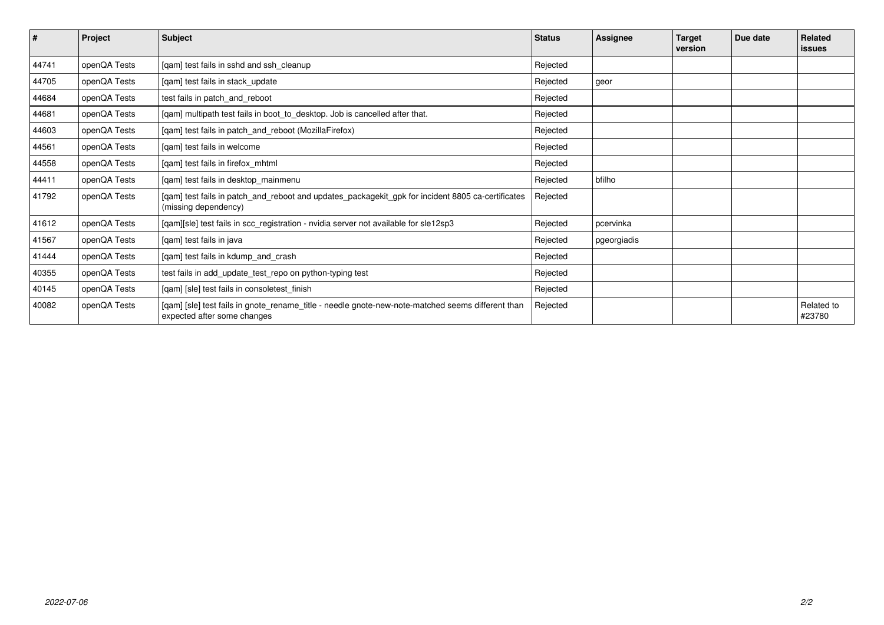| # | Project | Subject | Status | Assignee | Target version | Due date | Related issues |
|---|---|---|---|---|---|---|---|
| 44741 | openQA Tests | [qam] test fails in sshd and ssh_cleanup | Rejected | | | | |
| 44705 | openQA Tests | [qam] test fails in stack_update | Rejected | geor | | | |
| 44684 | openQA Tests | test fails in patch_and_reboot | Rejected | | | | |
| 44681 | openQA Tests | [qam] multipath test fails in boot_to_desktop. Job is cancelled after that. | Rejected | | | | |
| 44603 | openQA Tests | [qam] test fails in patch_and_reboot (MozillaFirefox) | Rejected | | | | |
| 44561 | openQA Tests | [qam] test fails in welcome | Rejected | | | | |
| 44558 | openQA Tests | [qam] test fails in firefox_mhtml | Rejected | | | | |
| 44411 | openQA Tests | [qam] test fails in desktop_mainmenu | Rejected | bfilho | | | |
| 41792 | openQA Tests | [qam] test fails in patch_and_reboot and updates_packagekit_gpk for incident 8805 ca-certificates (missing dependency) | Rejected | | | | |
| 41612 | openQA Tests | [qam][sle] test fails in scc_registration - nvidia server not available for sle12sp3 | Rejected | pcervinka | | | |
| 41567 | openQA Tests | [qam] test fails in java | Rejected | pgeorgiadis | | | |
| 41444 | openQA Tests | [qam] test fails in kdump_and_crash | Rejected | | | | |
| 40355 | openQA Tests | test fails in add_update_test_repo on python-typing test | Rejected | | | | |
| 40145 | openQA Tests | [qam] [sle] test fails in consoletest_finish | Rejected | | | | |
| 40082 | openQA Tests | [qam] [sle] test fails in gnote_rename_title - needle gnote-new-note-matched seems different than expected after some changes | Rejected | | | | Related to #23780 |